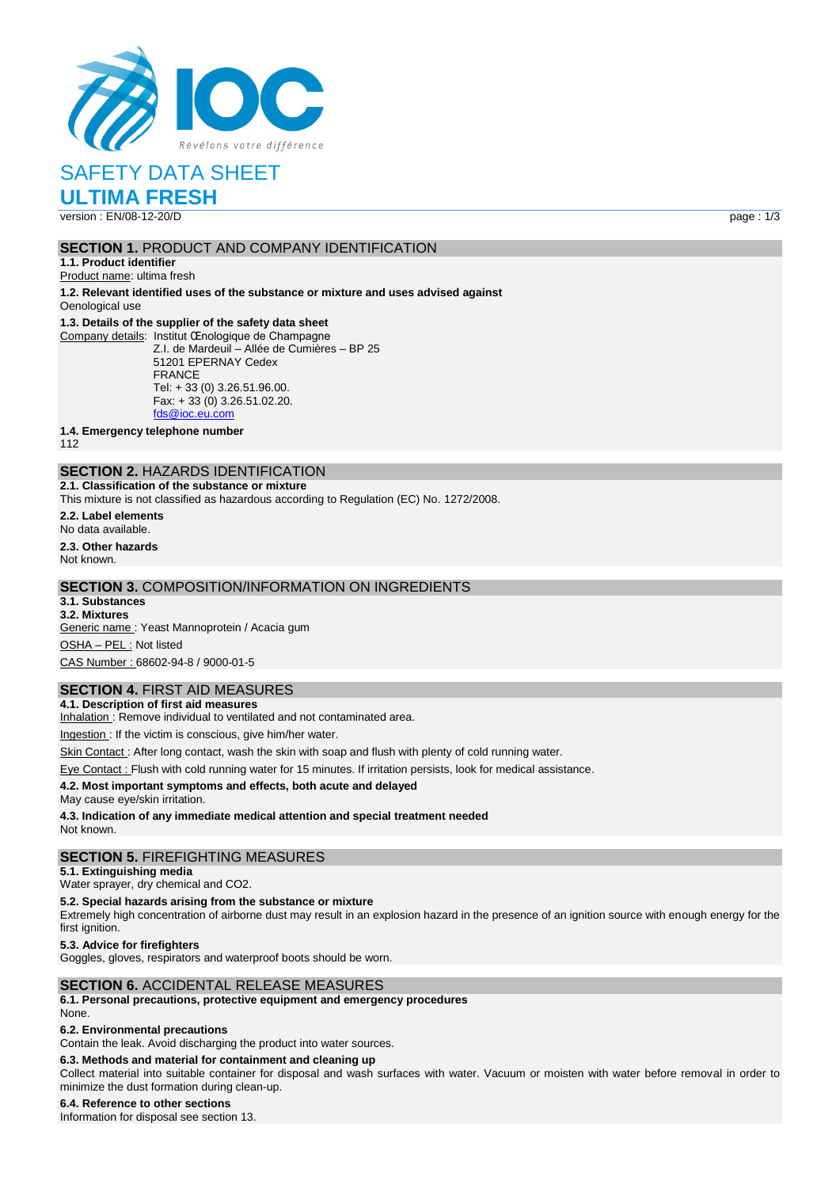IOC
Révélons votre différence

# SAFETY DATA SHEET
# ULTIMA FRESH

version : EN/08-12-20/D

## SECTION 1. PRODUCT AND COMPANY IDENTIFICATION

**1.1. Product identifier**

Product name: ultima fresh

**1.2. Relevant identified uses of the substance or mixture and uses advised against**

Oenological use

**1.3. Details of the supplier of the safety data sheet**

Company details: Institut Œnologique de Champagne
Z.I. de Mardeuil – Allée de Cumières – BP 25
51201 EPERNAY Cedex
FRANCE
Tel: + 33 (0) 3.26.51.96.00.
Fax: + 33 (0) 3.26.51.02.20.
fds@ioc.eu.com

**1.4. Emergency telephone number**

112

## SECTION 2. HAZARDS IDENTIFICATION

**2.1. Classification of the substance or mixture**

This mixture is not classified as hazardous according to Regulation (EC) No. 1272/2008.

**2.2. Label elements**

No data available.

**2.3. Other hazards**

Not known.

## SECTION 3. COMPOSITION/INFORMATION ON INGREDIENTS

**3.1. Substances**

**3.2. Mixtures**

Generic name : Yeast Mannoprotein / Acacia gum

OSHA – PEL : Not listed

CAS Number : 68602-94-8 / 9000-01-5

## SECTION 4. FIRST AID MEASURES

**4.1. Description of first aid measures**

Inhalation : Remove individual to ventilated and not contaminated area.

Ingestion : If the victim is conscious, give him/her water.

Skin Contact : After long contact, wash the skin with soap and flush with plenty of cold running water.

Eye Contact : Flush with cold running water for 15 minutes. If irritation persists, look for medical assistance.

**4.2. Most important symptoms and effects, both acute and delayed**

May cause eye/skin irritation.

**4.3. Indication of any immediate medical attention and special treatment needed**

Not known.

## SECTION 5. FIREFIGHTING MEASURES

**5.1. Extinguishing media**

Water sprayer, dry chemical and CO2.

**5.2. Special hazards arising from the substance or mixture**

Extremely high concentration of airborne dust may result in an explosion hazard in the presence of an ignition source with enough energy for the first ignition.

**5.3. Advice for firefighters**

Goggles, gloves, respirators and waterproof boots should be worn.

## SECTION 6. ACCIDENTAL RELEASE MEASURES

**6.1. Personal precautions, protective equipment and emergency procedures**

None.

**6.2. Environmental precautions**

Contain the leak. Avoid discharging the product into water sources.

**6.3. Methods and material for containment and cleaning up**

Collect material into suitable container for disposal and wash surfaces with water. Vacuum or moisten with water before removal in order to minimize the dust formation during clean-up.

**6.4. Reference to other sections**

Information for disposal see section 13.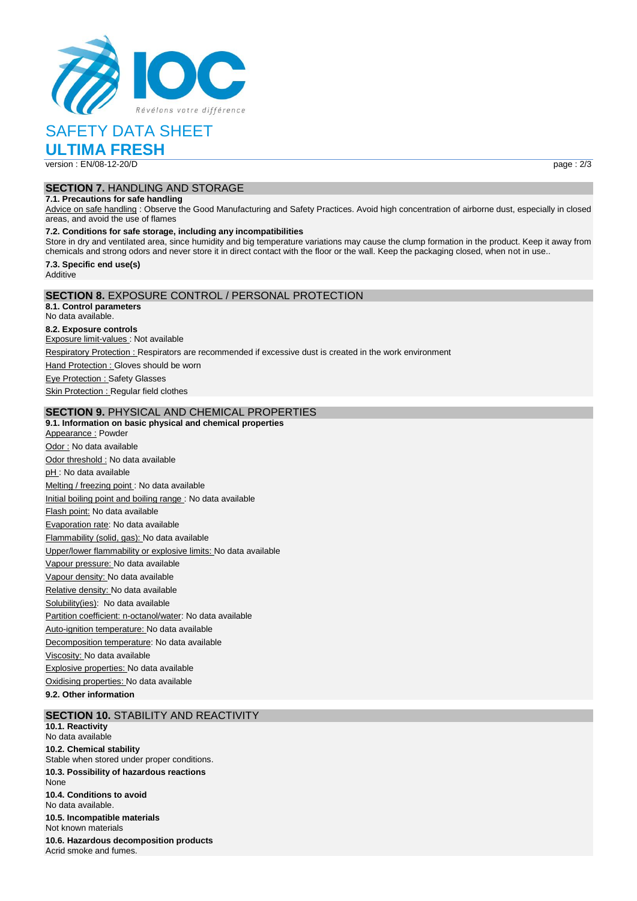## SECTION 7. HANDLING AND STORAGE

### 7.1. Precautions for safe handling

Advice on safe handling : Observe the Good Manufacturing and Safety Practices. Avoid high concentration of airborne dust, especially in closed areas, and avoid the use of flames

### 7.2. Conditions for safe storage, including any incompatibilities

Store in dry and ventilated area, since humidity and big temperature variations may cause the clump formation in the product. Keep it away from chemicals and strong odors and never store it in direct contact with the floor or the wall. Keep the packaging closed, when not in use..

### 7.3. Specific end use(s)

Additive

## SECTION 8. EXPOSURE CONTROL / PERSONAL PROTECTION

### 8.1. Control parameters

No data available.

### 8.2. Exposure controls

Exposure limit-values : Not available

Respiratory Protection : Respirators are recommended if excessive dust is created in the work environment

Hand Protection : Gloves should be worn

Eye Protection : Safety Glasses

Skin Protection : Regular field clothes

## SECTION 9. PHYSICAL AND CHEMICAL PROPERTIES

### 9.1. Information on basic physical and chemical properties

Appearance : Powder

Odor : No data available

Odor threshold : No data available

pH : No data available

Melting / freezing point : No data available

Initial boiling point and boiling range : No data available

Flash point: No data available

Evaporation rate: No data available

Flammability (solid, gas): No data available

Upper/lower flammability or explosive limits: No data available

Vapour pressure: No data available

Vapour density: No data available

Relative density: No data available

Solubility(ies): No data available

Partition coefficient: n-octanol/water: No data available

Auto-ignition temperature: No data available

Decomposition temperature: No data available

Viscosity: No data available

Explosive properties: No data available

Oxidising properties: No data available

### 9.2. Other information

## SECTION 10. STABILITY AND REACTIVITY

### 10.1. Reactivity

No data available

### 10.2. Chemical stability

Stable when stored under proper conditions.

### 10.3. Possibility of hazardous reactions

None

### 10.4. Conditions to avoid

No data available.

### 10.5. Incompatible materials

Not known materials

### 10.6. Hazardous decomposition products

Acrid smoke and fumes.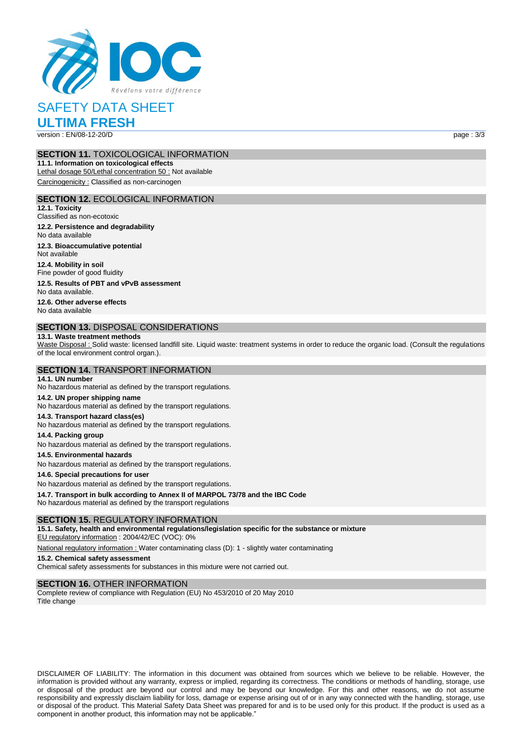# SAFETY DATA SHEET

## ULTIMA FRESH

version : EN/08-12-20/D

## SECTION 11. TOXICOLOGICAL INFORMATION

**11.1. Information on toxicological effects**

Lethal dosage 50/Lethal concentration 50 : Not available

Carcinogenicity : Classified as non-carcinogen

## SECTION 12. ECOLOGICAL INFORMATION

**12.1. Toxicity**

Classified as non-ecotoxic

**12.2. Persistence and degradability**

No data available

**12.3. Bioaccumulative potential**

Not available

**12.4. Mobility in soil**

Fine powder of good fluidity

**12.5. Results of PBT and vPvB assessment**

No data available.

**12.6. Other adverse effects**

No data available

## SECTION 13. DISPOSAL CONSIDERATIONS

**13.1. Waste treatment methods**

Waste Disposal : Solid waste: licensed landfill site. Liquid waste: treatment systems in order to reduce the organic load. (Consult the regulations of the local environment control organ.).

## SECTION 14. TRANSPORT INFORMATION

**14.1. UN number**

No hazardous material as defined by the transport regulations.

**14.2. UN proper shipping name**

No hazardous material as defined by the transport regulations.

**14.3. Transport hazard class(es)**

No hazardous material as defined by the transport regulations.

**14.4. Packing group**

No hazardous material as defined by the transport regulations.

**14.5. Environmental hazards**

No hazardous material as defined by the transport regulations.

**14.6. Special precautions for user**

No hazardous material as defined by the transport regulations.

**14.7. Transport in bulk according to Annex II of MARPOL 73/78 and the IBC Code**

No hazardous material as defined by the transport regulations

## SECTION 15. REGULATORY INFORMATION

**15.1. Safety, health and environmental regulations/legislation specific for the substance or mixture**

EU regulatory information : 2004/42/EC (VOC): 0%

National regulatory information : Water contaminating class (D): 1 - slightly water contaminating

**15.2. Chemical safety assessment**

Chemical safety assessments for substances in this mixture were not carried out.

## SECTION 16. OTHER INFORMATION

Complete review of compliance with Regulation (EU) No 453/2010 of 20 May 2010

Title change

DISCLAIMER OF LIABILITY: The information in this document was obtained from sources which we believe to be reliable. However, the information is provided without any warranty, express or implied, regarding its correctness. The conditions or methods of handling, storage, use or disposal of the product are beyond our control and may be beyond our knowledge. For this and other reasons, we do not assume responsibility and expressly disclaim liability for loss, damage or expense arising out of or in any way connected with the handling, storage, use or disposal of the product. This Material Safety Data Sheet was prepared for and is to be used only for this product. If the product is used as a component in another product, this information may not be applicable."